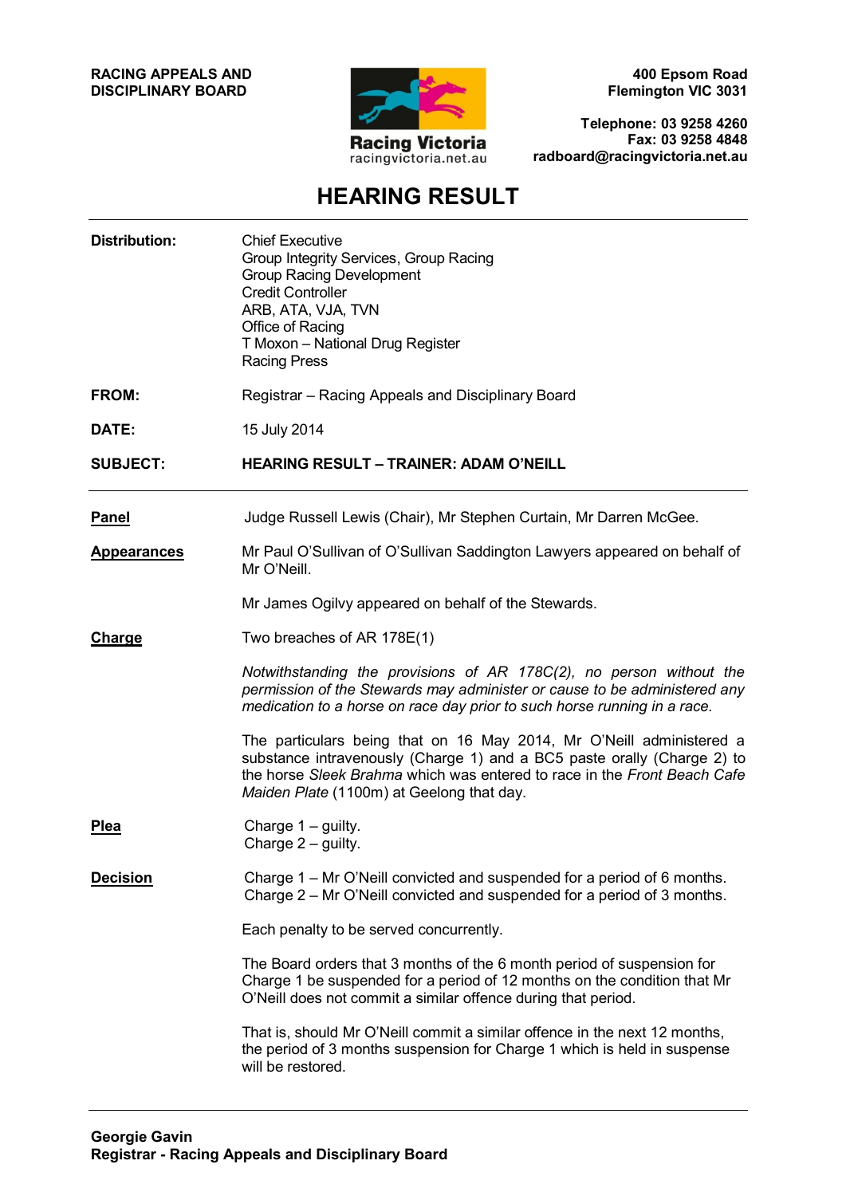**RACING APPEALS AND DISCIPLINARY BOARD**

Racing Victoria
racingvictoria.net.au

**400 Epsom Road**
**Flemington VIC 3031**

**Telephone: 03 9258 4260**
**Fax: 03 9258 4848**
**radboard@racingvictoria.net.au**

# HEARING RESULT

**Distribution:** Chief Executive
Group Integrity Services, Group Racing
Group Racing Development
Credit Controller
ARB, ATA, VJA, TVN
Office of Racing
T Moxon – National Drug Register
Racing Press

**FROM:** Registrar – Racing Appeals and Disciplinary Board

**DATE:** 15 July 2014

**SUBJECT:** **HEARING RESULT – TRAINER: ADAM O'NEILL**

---

**Panel**

Judge Russell Lewis (Chair), Mr Stephen Curtain, Mr Darren McGee.

**Appearances**

Mr Paul O'Sullivan of O'Sullivan Saddington Lawyers appeared on behalf of Mr O'Neill.

Mr James Ogilvy appeared on behalf of the Stewards.

**Charge**

Two breaches of AR 178E(1)

*Notwithstanding the provisions of AR 178C(2), no person without the permission of the Stewards may administer or cause to be administered any medication to a horse on race day prior to such horse running in a race.*

The particulars being that on 16 May 2014, Mr O'Neill administered a substance intravenously (Charge 1) and a BC5 paste orally (Charge 2) to the horse *Sleek Brahma* which was entered to race in the *Front Beach Cafe Maiden Plate* (1100m) at Geelong that day.

**Plea**

Charge 1 – guilty.
Charge 2 – guilty.

**Decision**

Charge 1 – Mr O'Neill convicted and suspended for a period of 6 months.
Charge 2 – Mr O'Neill convicted and suspended for a period of 3 months.

Each penalty to be served concurrently.

The Board orders that 3 months of the 6 month period of suspension for Charge 1 be suspended for a period of 12 months on the condition that Mr O'Neill does not commit a similar offence during that period.

That is, should Mr O'Neill commit a similar offence in the next 12 months, the period of 3 months suspension for Charge 1 which is held in suspense will be restored.

---

**Georgie Gavin**
**Registrar - Racing Appeals and Disciplinary Board**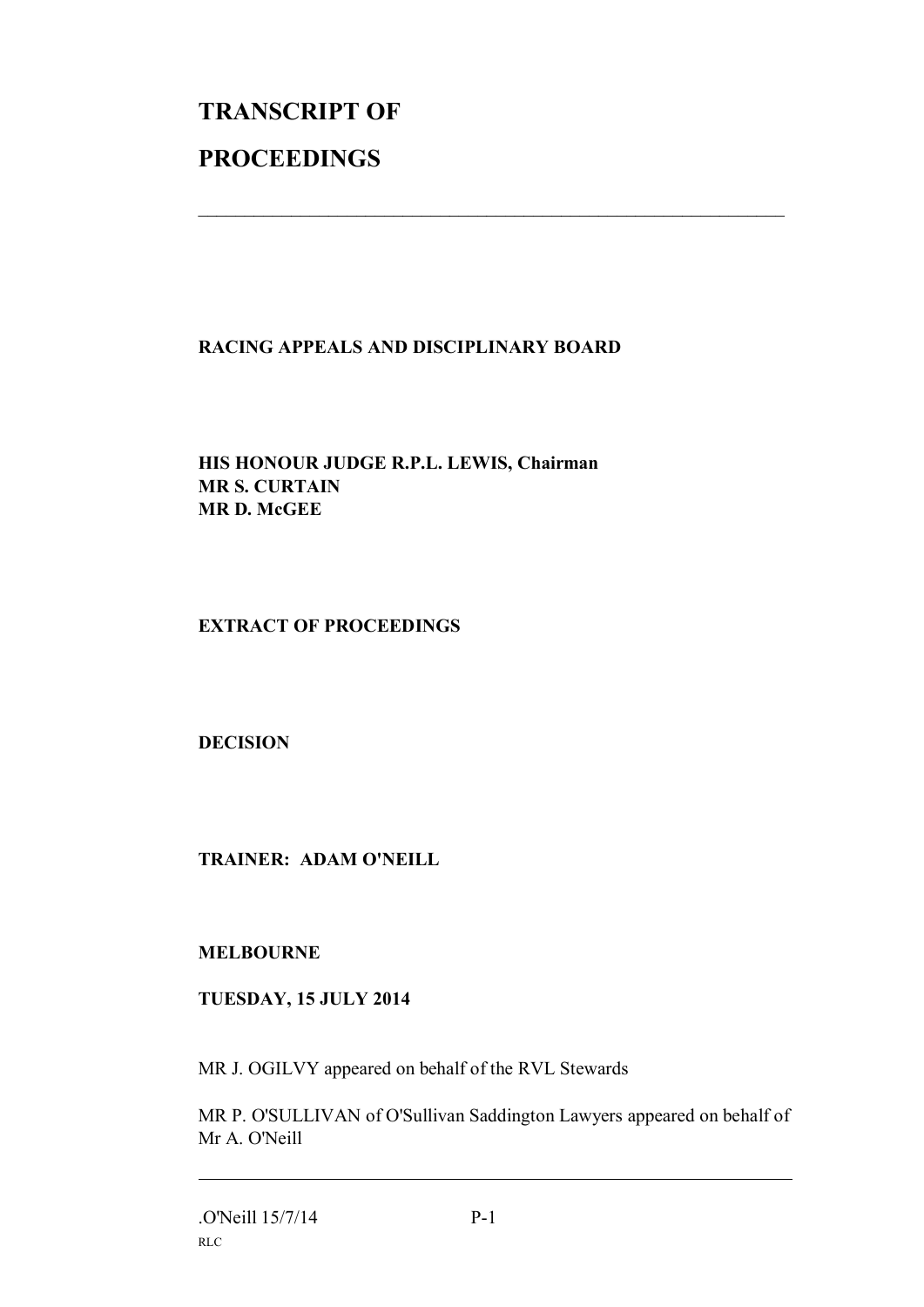# TRANSCRIPT OF PROCEEDINGS

---

**RACING APPEALS AND DISCIPLINARY BOARD**

**HIS HONOUR JUDGE R.P.L. LEWIS, Chairman**
**MR S. CURTAIN**
**MR D. McGEE**

**EXTRACT OF PROCEEDINGS**

**DECISION**

**TRAINER: ADAM O'NEILL**

**MELBOURNE**

**TUESDAY, 15 JULY 2014**

MR J. OGILVY appeared on behalf of the RVL Stewards

MR P. O'SULLIVAN of O'Sullivan Saddington Lawyers appeared on behalf of Mr A. O'Neill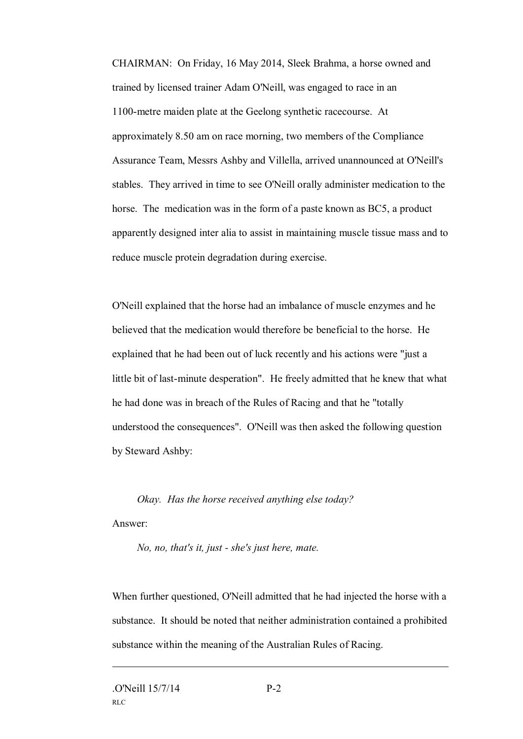CHAIRMAN: On Friday, 16 May 2014, Sleek Brahma, a horse owned and trained by licensed trainer Adam O'Neill, was engaged to race in an 1100-metre maiden plate at the Geelong synthetic racecourse. At approximately 8.50 am on race morning, two members of the Compliance Assurance Team, Messrs Ashby and Villella, arrived unannounced at O'Neill's stables. They arrived in time to see O'Neill orally administer medication to the horse. The medication was in the form of a paste known as BC5, a product apparently designed inter alia to assist in maintaining muscle tissue mass and to reduce muscle protein degradation during exercise.

O'Neill explained that the horse had an imbalance of muscle enzymes and he believed that the medication would therefore be beneficial to the horse. He explained that he had been out of luck recently and his actions were "just a little bit of last-minute desperation". He freely admitted that he knew that what he had done was in breach of the Rules of Racing and that he "totally understood the consequences". O'Neill was then asked the following question by Steward Ashby:

> *Okay. Has the horse received anything else today?*

Answer:

> *No, no, that's it, just - she's just here, mate.*

When further questioned, O'Neill admitted that he had injected the horse with a substance. It should be noted that neither administration contained a prohibited substance within the meaning of the Australian Rules of Racing.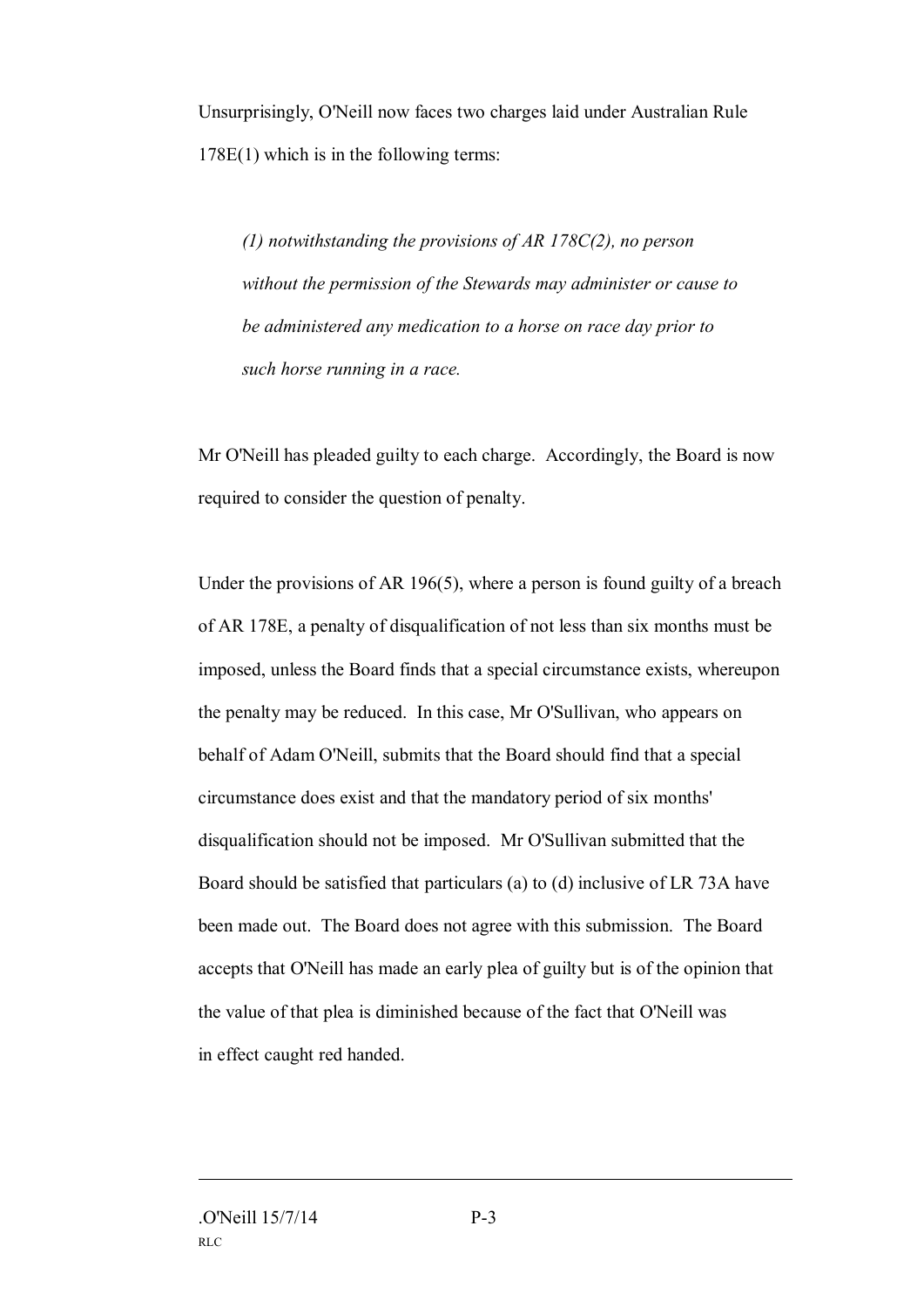Unsurprisingly, O'Neill now faces two charges laid under Australian Rule 178E(1) which is in the following terms:

> *(1) notwithstanding the provisions of AR 178C(2), no person without the permission of the Stewards may administer or cause to be administered any medication to a horse on race day prior to such horse running in a race.*

Mr O'Neill has pleaded guilty to each charge. Accordingly, the Board is now required to consider the question of penalty.

Under the provisions of AR 196(5), where a person is found guilty of a breach of AR 178E, a penalty of disqualification of not less than six months must be imposed, unless the Board finds that a special circumstance exists, whereupon the penalty may be reduced. In this case, Mr O'Sullivan, who appears on behalf of Adam O'Neill, submits that the Board should find that a special circumstance does exist and that the mandatory period of six months' disqualification should not be imposed. Mr O'Sullivan submitted that the Board should be satisfied that particulars (a) to (d) inclusive of LR 73A have been made out. The Board does not agree with this submission. The Board accepts that O'Neill has made an early plea of guilty but is of the opinion that the value of that plea is diminished because of the fact that O'Neill was in effect caught red handed.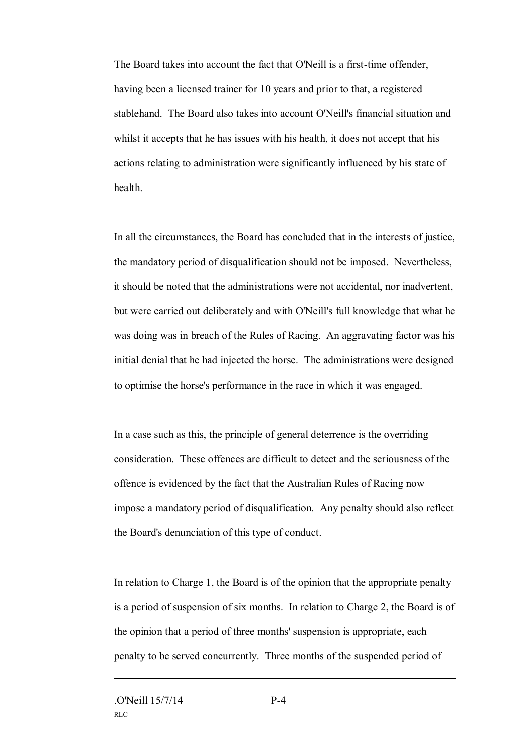The Board takes into account the fact that O'Neill is a first-time offender, having been a licensed trainer for 10 years and prior to that, a registered stablehand. The Board also takes into account O'Neill's financial situation and whilst it accepts that he has issues with his health, it does not accept that his actions relating to administration were significantly influenced by his state of health.

In all the circumstances, the Board has concluded that in the interests of justice, the mandatory period of disqualification should not be imposed. Nevertheless, it should be noted that the administrations were not accidental, nor inadvertent, but were carried out deliberately and with O'Neill's full knowledge that what he was doing was in breach of the Rules of Racing. An aggravating factor was his initial denial that he had injected the horse. The administrations were designed to optimise the horse's performance in the race in which it was engaged.

In a case such as this, the principle of general deterrence is the overriding consideration. These offences are difficult to detect and the seriousness of the offence is evidenced by the fact that the Australian Rules of Racing now impose a mandatory period of disqualification. Any penalty should also reflect the Board's denunciation of this type of conduct.

In relation to Charge 1, the Board is of the opinion that the appropriate penalty is a period of suspension of six months. In relation to Charge 2, the Board is of the opinion that a period of three months' suspension is appropriate, each penalty to be served concurrently. Three months of the suspended period of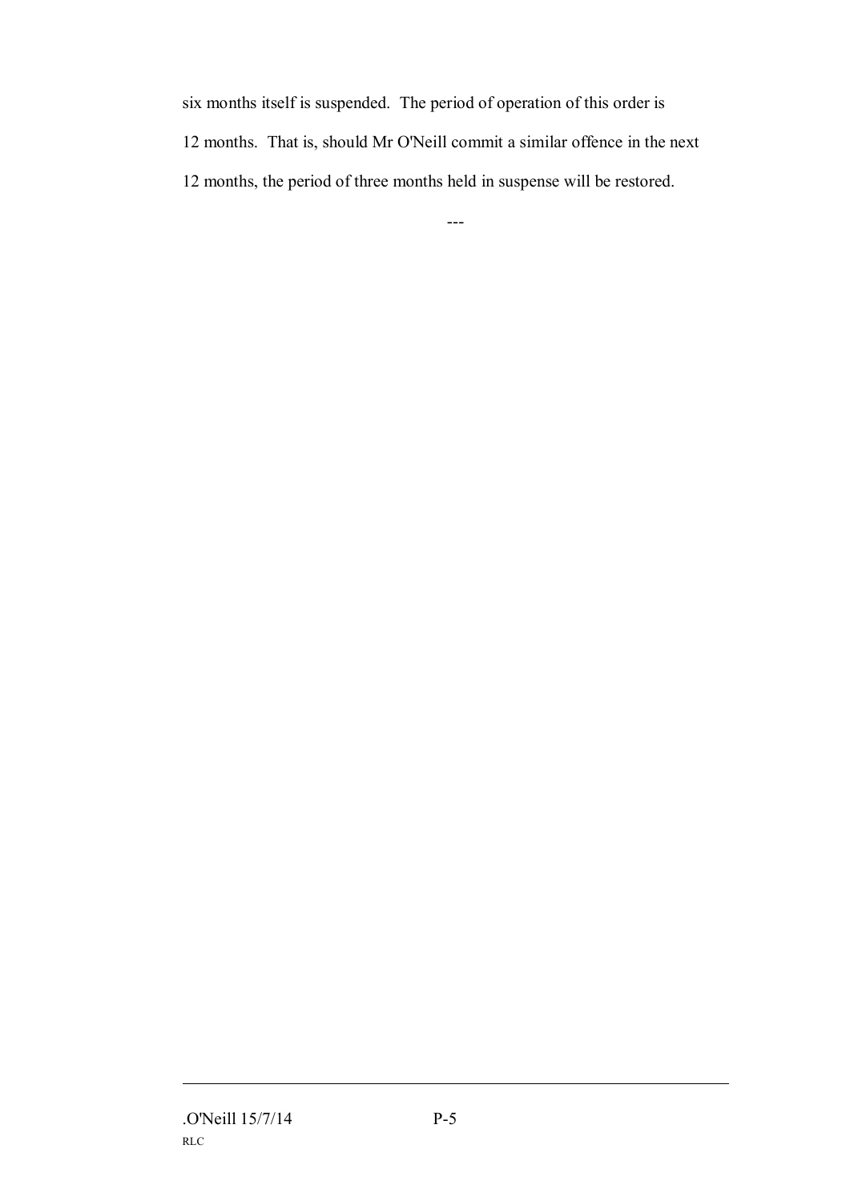six months itself is suspended. The period of operation of this order is 12 months. That is, should Mr O'Neill commit a similar offence in the next 12 months, the period of three months held in suspense will be restored.

---